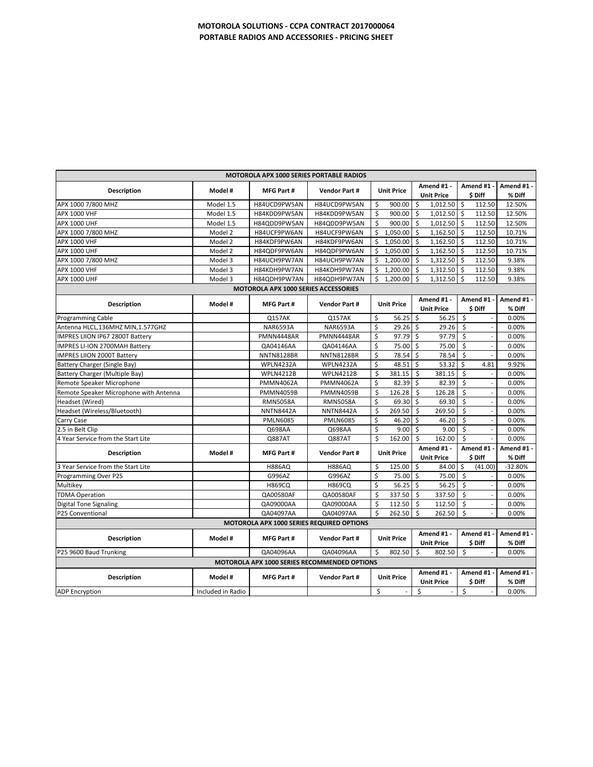**MOTOROLA SOLUTIONS - CCPA CONTRACT 2017000064**
**PORTABLE RADIOS AND ACCESSORIES - PRICING SHEET**

| MOTOROLA APX 1000 SERIES PORTABLE RADIOS | | | | | | | |
|---|---|---|---|---|---|---|---|
| **Description** | **Model #** | **MFG Part #** | **Vendor Part #** | **Unit Price** | **Amend #1 - Unit Price** | **Amend #1 - $ Diff** | **Amend #1 - % Diff** |
| APX 1000 7/800 MHZ | Model 1.5 | H84UCD9PW5AN | H84UCD9PW5AN | $ 900.00 | $ 1,012.50 | $ 112.50 | 12.50% |
| APX 1000 VHF | Model 1.5 | H84KDD9PW5AN | H84KDD9PW5AN | $ 900.00 | $ 1,012.50 | $ 112.50 | 12.50% |
| APX 1000 UHF | Model 1.5 | H84QDD9PW5AN | H84QDD9PW5AN | $ 900.00 | $ 1,012.50 | $ 112.50 | 12.50% |
| APX 1000 7/800 MHZ | Model 2 | H84UCF9PW6AN | H84UCF9PW6AN | $ 1,050.00 | $ 1,162.50 | $ 112.50 | 10.71% |
| APX 1000 VHF | Model 2 | H84KDF9PW6AN | H84KDF9PW6AN | $ 1,050.00 | $ 1,162.50 | $ 112.50 | 10.71% |
| APX 1000 UHF | Model 2 | H84QDF9PW6AN | H84QDF9PW6AN | $ 1,050.00 | $ 1,162.50 | $ 112.50 | 10.71% |
| APX 1000 7/800 MHZ | Model 3 | H84UCH9PW7AN | H84UCH9PW7AN | $ 1,200.00 | $ 1,312.50 | $ 112.50 | 9.38% |
| APX 1000 VHF | Model 3 | H84KDH9PW7AN | H84KDH9PW7AN | $ 1,200.00 | $ 1,312.50 | $ 112.50 | 9.38% |
| APX 1000 UHF | Model 3 | H84QDH9PW7AN | H84QDH9PW7AN | $ 1,200.00 | $ 1,312.50 | $ 112.50 | 9.38% |
| **MOTOROLA APX 1000 SERIES ACCESSORIES** | | | | | | | |
| **Description** | **Model #** | **MFG Part #** | **Vendor Part #** | **Unit Price** | **Amend #1 - Unit Price** | **Amend #1 - $ Diff** | **Amend #1 - % Diff** |
| Programming Cable | | Q157AK | Q157AK | $ 56.25 | $ 56.25 | $ - | 0.00% |
| Antenna HLCL,136MHZ MIN,1.577GHZ | | NAR6593A | NAR6593A | $ 29.26 | $ 29.26 | $ - | 0.00% |
| IMPRES LIION IP67 2800T Battery | | PMNN4448AR | PMNN4448AR | $ 97.79 | $ 97.79 | $ - | 0.00% |
| IMPRES LI-ION 2700MAH Battery | | QA04146AA | QA04146AA | $ 75.00 | $ 75.00 | $ - | 0.00% |
| IMPRES LIION 2000T Battery | | NNTN8128BR | NNTN8128BR | $ 78.54 | $ 78.54 | $ - | 0.00% |
| Battery Charger (Single Bay) | | WPLN4232A | WPLN4232A | $ 48.51 | $ 53.32 | $ 4.81 | 9.92% |
| Battery Charger (Multiple Bay) | | WPLN4212B | WPLN4212B | $ 381.15 | $ 381.15 | $ - | 0.00% |
| Remote Speaker Microphone | | PMMN4062A | PMMN4062A | $ 82.39 | $ 82.39 | $ - | 0.00% |
| Remote Speaker Microphone with Antenna | | PMMN4059B | PMMN4059B | $ 126.28 | $ 126.28 | $ - | 0.00% |
| Headset (Wired) | | RMN5058A | RMN5058A | $ 69.30 | $ 69.30 | $ - | 0.00% |
| Headset (Wireless/Bluetooth) | | NNTN8442A | NNTN8442A | $ 269.50 | $ 269.50 | $ - | 0.00% |
| Carry Case | | PMLN6085 | PMLN6085 | $ 46.20 | $ 46.20 | $ - | 0.00% |
| 2.5 in Belt Clip | | Q698AA | Q698AA | $ 9.00 | $ 9.00 | $ - | 0.00% |
| 4 Year Service from the Start Lite | | Q887AT | Q887AT | $ 162.00 | $ 162.00 | $ - | 0.00% |
| **Description** | **Model #** | **MFG Part #** | **Vendor Part #** | **Unit Price** | **Amend #1 - Unit Price** | **Amend #1 - $ Diff** | **Amend #1 - % Diff** |
| 3 Year Service from the Start Lite | | H886AQ | H886AQ | $ 125.00 | $ 84.00 | $ (41.00) | -32.80% |
| Programming Over P25 | | G996AZ | G996AZ | $ 75.00 | $ 75.00 | $ - | 0.00% |
| Multikey | | H869CQ | H869CQ | $ 56.25 | $ 56.25 | $ - | 0.00% |
| TDMA Operation | | QA00580AF | QA00580AF | $ 337.50 | $ 337.50 | $ - | 0.00% |
| Digital Tone Signaling | | QA09000AA | QA09000AA | $ 112.50 | $ 112.50 | $ - | 0.00% |
| P25 Conventional | | QA04097AA | QA04097AA | $ 262.50 | $ 262.50 | $ - | 0.00% |
| **MOTOROLA APX 1000 SERIES REQUIRED OPTIONS** | | | | | | | |
| **Description** | **Model #** | **MFG Part #** | **Vendor Part #** | **Unit Price** | **Amend #1 - Unit Price** | **Amend #1 - $ Diff** | **Amend #1 - % Diff** |
| P25 9600 Baud Trunking | | QA04096AA | QA04096AA | $ 802.50 | $ 802.50 | $ - | 0.00% |
| **MOTOROLA APX 1000 SERIES RECOMMENDED OPTIONS** | | | | | | | |
| **Description** | **Model #** | **MFG Part #** | **Vendor Part #** | **Unit Price** | **Amend #1 - Unit Price** | **Amend #1 - $ Diff** | **Amend #1 - % Diff** |
| ADP Encryption | Included in Radio | | | $ - | $ - | $ - | 0.00% |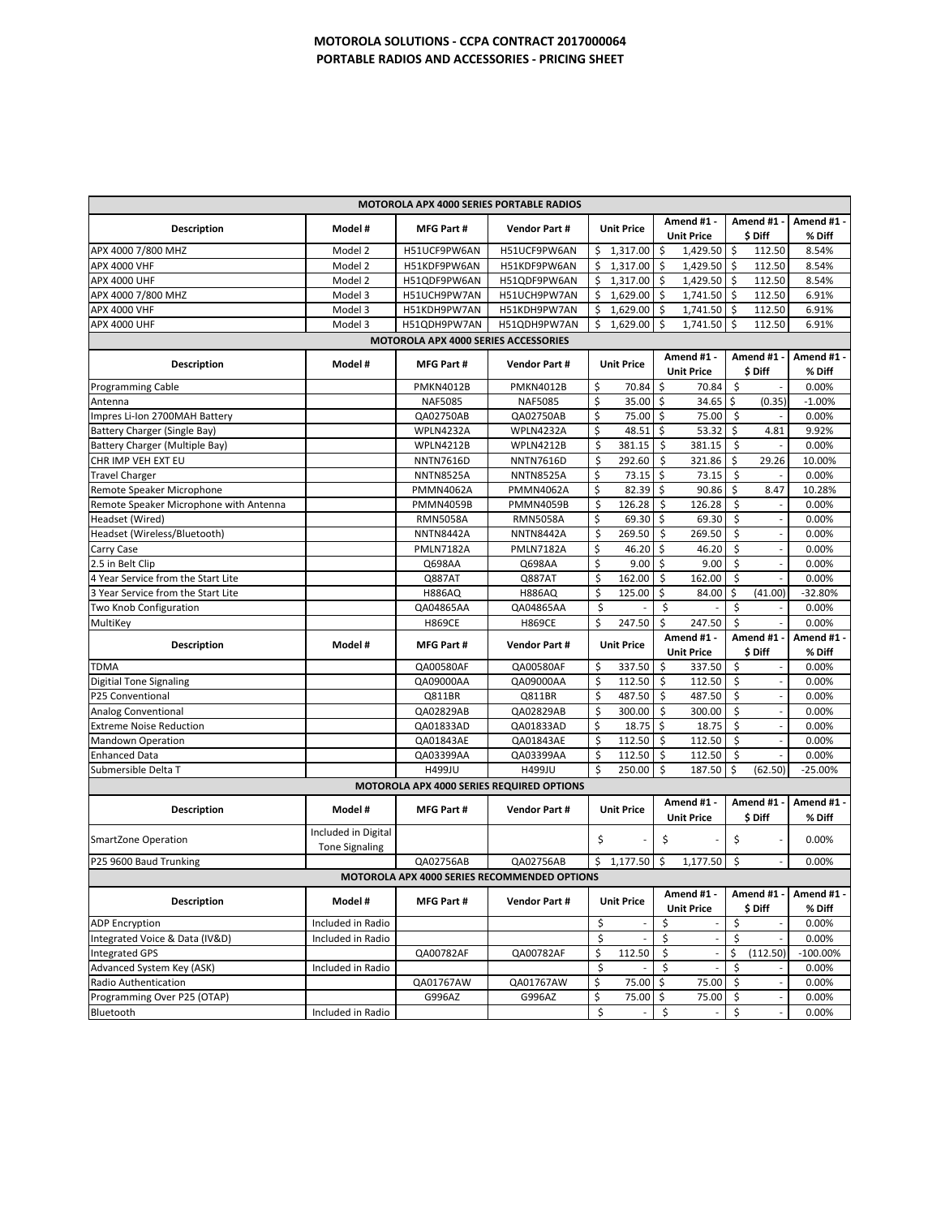**MOTOROLA SOLUTIONS - CCPA CONTRACT 2017000064**
**PORTABLE RADIOS AND ACCESSORIES - PRICING SHEET**

| MOTOROLA APX 4000 SERIES PORTABLE RADIOS | | | | | | | |
|---|---|---|---|---|---|---|---|
| **Description** | **Model #** | **MFG Part #** | **Vendor Part #** | **Unit Price** | **Amend #1 - Unit Price** | **Amend #1 - $ Diff** | **Amend #1 - % Diff** |
| APX 4000 7/800 MHZ | Model 2 | H51UCF9PW6AN | H51UCF9PW6AN | $ 1,317.00 | $ 1,429.50 | $ 112.50 | 8.54% |
| APX 4000 VHF | Model 2 | H51KDF9PW6AN | H51KDF9PW6AN | $ 1,317.00 | $ 1,429.50 | $ 112.50 | 8.54% |
| APX 4000 UHF | Model 2 | H51QDF9PW6AN | H51QDF9PW6AN | $ 1,317.00 | $ 1,429.50 | $ 112.50 | 8.54% |
| APX 4000 7/800 MHZ | Model 3 | H51UCH9PW7AN | H51UCH9PW7AN | $ 1,629.00 | $ 1,741.50 | $ 112.50 | 6.91% |
| APX 4000 VHF | Model 3 | H51KDH9PW7AN | H51KDH9PW7AN | $ 1,629.00 | $ 1,741.50 | $ 112.50 | 6.91% |
| APX 4000 UHF | Model 3 | H51QDH9PW7AN | H51QDH9PW7AN | $ 1,629.00 | $ 1,741.50 | $ 112.50 | 6.91% |
| **MOTOROLA APX 4000 SERIES ACCESSORIES** | | | | | | | |
| **Description** | **Model #** | **MFG Part #** | **Vendor Part #** | **Unit Price** | **Amend #1 - Unit Price** | **Amend #1 - $ Diff** | **Amend #1 - % Diff** |
| Programming Cable | | PMKN4012B | PMKN4012B | $ 70.84 | $ 70.84 | $ - | 0.00% |
| Antenna | | NAF5085 | NAF5085 | $ 35.00 | $ 34.65 | $ (0.35) | -1.00% |
| Impres Li-Ion 2700MAH Battery | | QA02750AB | QA02750AB | $ 75.00 | $ 75.00 | $ - | 0.00% |
| Battery Charger (Single Bay) | | WPLN4232A | WPLN4232A | $ 48.51 | $ 53.32 | $ 4.81 | 9.92% |
| Battery Charger (Multiple Bay) | | WPLN4212B | WPLN4212B | $ 381.15 | $ 381.15 | $ - | 0.00% |
| CHR IMP VEH EXT EU | | NNTN7616D | NNTN7616D | $ 292.60 | $ 321.86 | $ 29.26 | 10.00% |
| Travel Charger | | NNTN8525A | NNTN8525A | $ 73.15 | $ 73.15 | $ - | 0.00% |
| Remote Speaker Microphone | | PMMN4062A | PMMN4062A | $ 82.39 | $ 90.86 | $ 8.47 | 10.28% |
| Remote Speaker Microphone with Antenna | | PMMN4059B | PMMN4059B | $ 126.28 | $ 126.28 | $ - | 0.00% |
| Headset (Wired) | | RMN5058A | RMN5058A | $ 69.30 | $ 69.30 | $ - | 0.00% |
| Headset (Wireless/Bluetooth) | | NNTN8442A | NNTN8442A | $ 269.50 | $ 269.50 | $ - | 0.00% |
| Carry Case | | PMLN7182A | PMLN7182A | $ 46.20 | $ 46.20 | $ - | 0.00% |
| 2.5 in Belt Clip | | Q698AA | Q698AA | $ 9.00 | $ 9.00 | $ - | 0.00% |
| 4 Year Service from the Start Lite | | Q887AT | Q887AT | $ 162.00 | $ 162.00 | $ - | 0.00% |
| 3 Year Service from the Start Lite | | H886AQ | H886AQ | $ 125.00 | $ 84.00 | $ (41.00) | -32.80% |
| Two Knob Configuration | | QA04865AA | QA04865AA | $ - | $ - | $ - | 0.00% |
| MultiKey | | H869CE | H869CE | $ 247.50 | $ 247.50 | $ - | 0.00% |
| **Description** | **Model #** | **MFG Part #** | **Vendor Part #** | **Unit Price** | **Amend #1 - Unit Price** | **Amend #1 - $ Diff** | **Amend #1 - % Diff** |
| TDMA | | QA00580AF | QA00580AF | $ 337.50 | $ 337.50 | $ - | 0.00% |
| Digitial Tone Signaling | | QA09000AA | QA09000AA | $ 112.50 | $ 112.50 | $ - | 0.00% |
| P25 Conventional | | Q811BR | Q811BR | $ 487.50 | $ 487.50 | $ - | 0.00% |
| Analog Conventional | | QA02829AB | QA02829AB | $ 300.00 | $ 300.00 | $ - | 0.00% |
| Extreme Noise Reduction | | QA01833AD | QA01833AD | $ 18.75 | $ 18.75 | $ - | 0.00% |
| Mandown Operation | | QA01843AE | QA01843AE | $ 112.50 | $ 112.50 | $ - | 0.00% |
| Enhanced Data | | QA03399AA | QA03399AA | $ 112.50 | $ 112.50 | $ - | 0.00% |
| Submersible Delta T | | H499JU | H499JU | $ 250.00 | $ 187.50 | $ (62.50) | -25.00% |
| **MOTOROLA APX 4000 SERIES REQUIRED OPTIONS** | | | | | | | |
| **Description** | **Model #** | **MFG Part #** | **Vendor Part #** | **Unit Price** | **Amend #1 - Unit Price** | **Amend #1 - $ Diff** | **Amend #1 - % Diff** |
| SmartZone Operation | Included in Digital Tone Signaling | | | $ - | $ - | $ - | 0.00% |
| P25 9600 Baud Trunking | | QA02756AB | QA02756AB | $ 1,177.50 | $ 1,177.50 | $ - | 0.00% |
| **MOTOROLA APX 4000 SERIES RECOMMENDED OPTIONS** | | | | | | | |
| **Description** | **Model #** | **MFG Part #** | **Vendor Part #** | **Unit Price** | **Amend #1 - Unit Price** | **Amend #1 - $ Diff** | **Amend #1 - % Diff** |
| ADP Encryption | Included in Radio | | | $ - | $ - | $ - | 0.00% |
| Integrated Voice & Data (IV&D) | Included in Radio | | | $ - | $ - | $ - | 0.00% |
| Integrated GPS | | QA00782AF | QA00782AF | $ 112.50 | $ - | $ (112.50) | -100.00% |
| Advanced System Key (ASK) | Included in Radio | | | $ - | $ - | $ - | 0.00% |
| Radio Authentication | | QA01767AW | QA01767AW | $ 75.00 | $ 75.00 | $ - | 0.00% |
| Programming Over P25 (OTAP) | | G996AZ | G996AZ | $ 75.00 | $ 75.00 | $ - | 0.00% |
| Bluetooth | Included in Radio | | | $ - | $ - | $ - | 0.00% |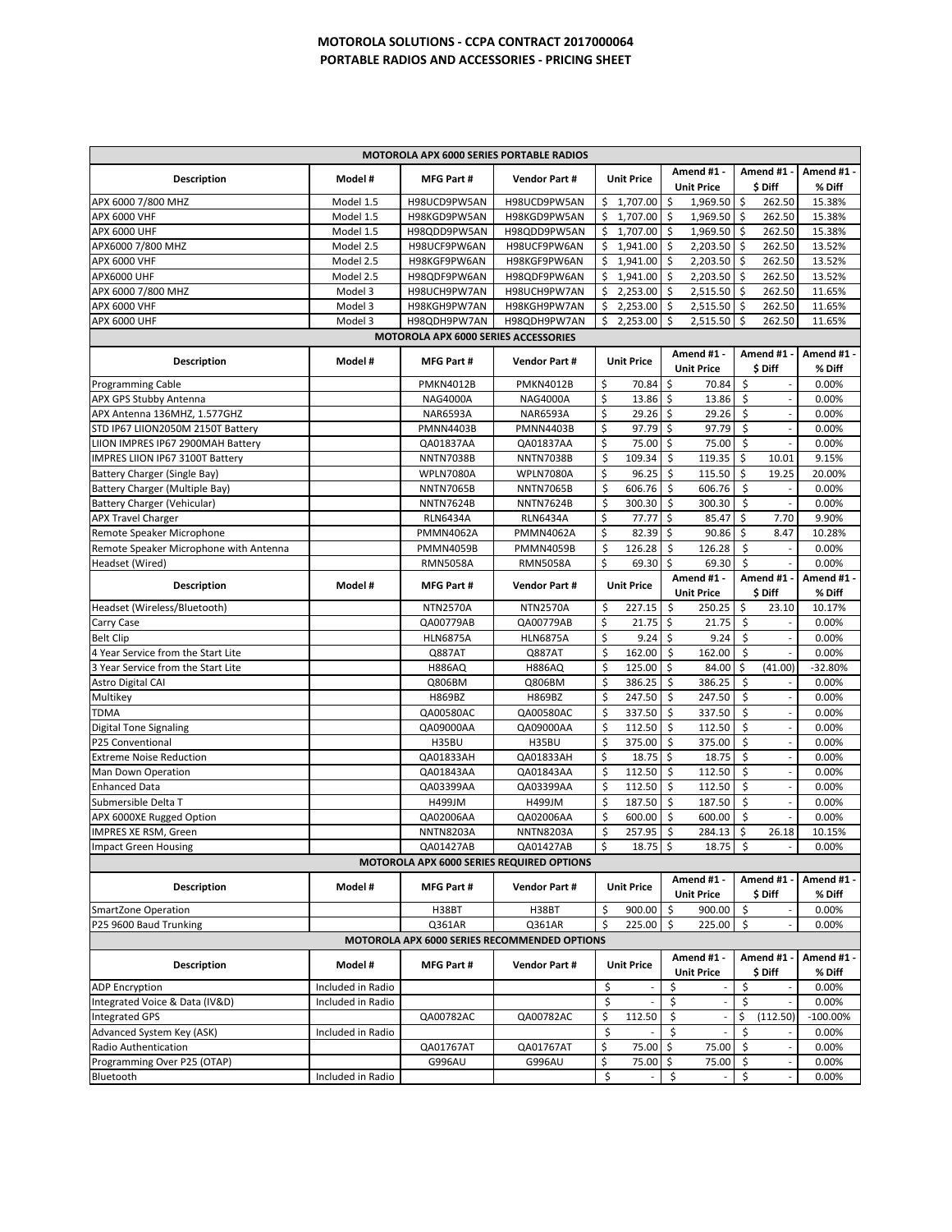# MOTOROLA SOLUTIONS - CCPA CONTRACT 2017000064
## PORTABLE RADIOS AND ACCESSORIES - PRICING SHEET

| MOTOROLA APX 6000 SERIES PORTABLE RADIOS | | | | | | | |
|---|---|---|---|---|---|---|---|
| **Description** | **Model #** | **MFG Part #** | **Vendor Part #** | **Unit Price** | **Amend #1 - Unit Price** | **Amend #1 - $ Diff** | **Amend #1 - % Diff** |
| APX 6000 7/800 MHZ | Model 1.5 | H98UCD9PW5AN | H98UCD9PW5AN | $ 1,707.00 | $ 1,969.50 | $ 262.50 | 15.38% |
| APX 6000 VHF | Model 1.5 | H98KGD9PW5AN | H98KGD9PW5AN | $ 1,707.00 | $ 1,969.50 | $ 262.50 | 15.38% |
| APX 6000 UHF | Model 1.5 | H98QDD9PW5AN | H98QDD9PW5AN | $ 1,707.00 | $ 1,969.50 | $ 262.50 | 15.38% |
| APX6000 7/800 MHZ | Model 2.5 | H98UCF9PW6AN | H98UCF9PW6AN | $ 1,941.00 | $ 2,203.50 | $ 262.50 | 13.52% |
| APX 6000 VHF | Model 2.5 | H98KGF9PW6AN | H98KGF9PW6AN | $ 1,941.00 | $ 2,203.50 | $ 262.50 | 13.52% |
| APX6000 UHF | Model 2.5 | H98QDF9PW6AN | H98QDF9PW6AN | $ 1,941.00 | $ 2,203.50 | $ 262.50 | 13.52% |
| APX 6000 7/800 MHZ | Model 3 | H98UCH9PW7AN | H98UCH9PW7AN | $ 2,253.00 | $ 2,515.50 | $ 262.50 | 11.65% |
| APX 6000 VHF | Model 3 | H98KGH9PW7AN | H98KGH9PW7AN | $ 2,253.00 | $ 2,515.50 | $ 262.50 | 11.65% |
| APX 6000 UHF | Model 3 | H98QDH9PW7AN | H98QDH9PW7AN | $ 2,253.00 | $ 2,515.50 | $ 262.50 | 11.65% |

| MOTOROLA APX 6000 SERIES ACCESSORIES | | | | | | | |
|---|---|---|---|---|---|---|---|
| **Description** | **Model #** | **MFG Part #** | **Vendor Part #** | **Unit Price** | **Amend #1 - Unit Price** | **Amend #1 - $ Diff** | **Amend #1 - % Diff** |
| Programming Cable | | PMKN4012B | PMKN4012B | $ 70.84 | $ 70.84 | $ - | 0.00% |
| APX GPS Stubby Antenna | | NAG4000A | NAG4000A | $ 13.86 | $ 13.86 | $ - | 0.00% |
| APX Antenna 136MHZ, 1.577GHZ | | NAR6593A | NAR6593A | $ 29.26 | $ 29.26 | $ - | 0.00% |
| STD IP67 LIION2050M 2150T Battery | | PMNN4403B | PMNN4403B | $ 97.79 | $ 97.79 | $ - | 0.00% |
| LIION IMPRES IP67 2900MAH Battery | | QA01837AA | QA01837AA | $ 75.00 | $ 75.00 | $ - | 0.00% |
| IMPRES LIION IP67 3100T Battery | | NNTN7038B | NNTN7038B | $ 109.34 | $ 119.35 | $ 10.01 | 9.15% |
| Battery Charger (Single Bay) | | WPLN7080A | WPLN7080A | $ 96.25 | $ 115.50 | $ 19.25 | 20.00% |
| Battery Charger (Multiple Bay) | | NNTN7065B | NNTN7065B | $ 606.76 | $ 606.76 | $ - | 0.00% |
| Battery Charger (Vehicular) | | NNTN7624B | NNTN7624B | $ 300.30 | $ 300.30 | $ - | 0.00% |
| APX Travel Charger | | RLN6434A | RLN6434A | $ 77.77 | $ 85.47 | $ 7.70 | 9.90% |
| Remote Speaker Microphone | | PMMN4062A | PMMN4062A | $ 82.39 | $ 90.86 | $ 8.47 | 10.28% |
| Remote Speaker Microphone with Antenna | | PMMN4059B | PMMN4059B | $ 126.28 | $ 126.28 | $ - | 0.00% |
| Headset (Wired) | | RMN5058A | RMN5058A | $ 69.30 | $ 69.30 | $ - | 0.00% |
| **Description** | **Model #** | **MFG Part #** | **Vendor Part #** | **Unit Price** | **Amend #1 - Unit Price** | **Amend #1 - $ Diff** | **Amend #1 - % Diff** |
| Headset (Wireless/Bluetooth) | | NTN2570A | NTN2570A | $ 227.15 | $ 250.25 | $ 23.10 | 10.17% |
| Carry Case | | QA00779AB | QA00779AB | $ 21.75 | $ 21.75 | $ - | 0.00% |
| Belt Clip | | HLN6875A | HLN6875A | $ 9.24 | $ 9.24 | $ - | 0.00% |
| 4 Year Service from the Start Lite | | Q887AT | Q887AT | $ 162.00 | $ 162.00 | $ - | 0.00% |
| 3 Year Service from the Start Lite | | H886AQ | H886AQ | $ 125.00 | $ 84.00 | $ (41.00) | -32.80% |
| Astro Digital CAI | | Q806BM | Q806BM | $ 386.25 | $ 386.25 | $ - | 0.00% |
| Multikey | | H869BZ | H869BZ | $ 247.50 | $ 247.50 | $ - | 0.00% |
| TDMA | | QA00580AC | QA00580AC | $ 337.50 | $ 337.50 | $ - | 0.00% |
| Digital Tone Signaling | | QA09000AA | QA09000AA | $ 112.50 | $ 112.50 | $ - | 0.00% |
| P25 Conventional | | H35BU | H35BU | $ 375.00 | $ 375.00 | $ - | 0.00% |
| Extreme Noise Reduction | | QA01833AH | QA01833AH | $ 18.75 | $ 18.75 | $ - | 0.00% |
| Man Down Operation | | QA01843AA | QA01843AA | $ 112.50 | $ 112.50 | $ - | 0.00% |
| Enhanced Data | | QA03399AA | QA03399AA | $ 112.50 | $ 112.50 | $ - | 0.00% |
| Submersible Delta T | | H499JM | H499JM | $ 187.50 | $ 187.50 | $ - | 0.00% |
| APX 6000XE Rugged Option | | QA02006AA | QA02006AA | $ 600.00 | $ 600.00 | $ - | 0.00% |
| IMPRES XE RSM, Green | | NNTN8203A | NNTN8203A | $ 257.95 | $ 284.13 | $ 26.18 | 10.15% |
| Impact Green Housing | | QA01427AB | QA01427AB | $ 18.75 | $ 18.75 | $ - | 0.00% |

| MOTOROLA APX 6000 SERIES REQUIRED OPTIONS | | | | | | | |
|---|---|---|---|---|---|---|---|
| **Description** | **Model #** | **MFG Part #** | **Vendor Part #** | **Unit Price** | **Amend #1 - Unit Price** | **Amend #1 - $ Diff** | **Amend #1 - % Diff** |
| SmartZone Operation | | H38BT | H38BT | $ 900.00 | $ 900.00 | $ - | 0.00% |
| P25 9600 Baud Trunking | | Q361AR | Q361AR | $ 225.00 | $ 225.00 | $ - | 0.00% |

| MOTOROLA APX 6000 SERIES RECOMMENDED OPTIONS | | | | | | | |
|---|---|---|---|---|---|---|---|
| **Description** | **Model #** | **MFG Part #** | **Vendor Part #** | **Unit Price** | **Amend #1 - Unit Price** | **Amend #1 - $ Diff** | **Amend #1 - % Diff** |
| ADP Encryption | Included in Radio | | | $ - | $ - | $ - | 0.00% |
| Integrated Voice & Data (IV&D) | Included in Radio | | | $ - | $ - | $ - | 0.00% |
| Integrated GPS | | QA00782AC | QA00782AC | $ 112.50 | $ - | $ (112.50) | -100.00% |
| Advanced System Key (ASK) | Included in Radio | | | $ - | $ - | $ - | 0.00% |
| Radio Authentication | | QA01767AT | QA01767AT | $ 75.00 | $ 75.00 | $ - | 0.00% |
| Programming Over P25 (OTAP) | | G996AU | G996AU | $ 75.00 | $ 75.00 | $ - | 0.00% |
| Bluetooth | Included in Radio | | | $ - | $ - | $ - | 0.00% |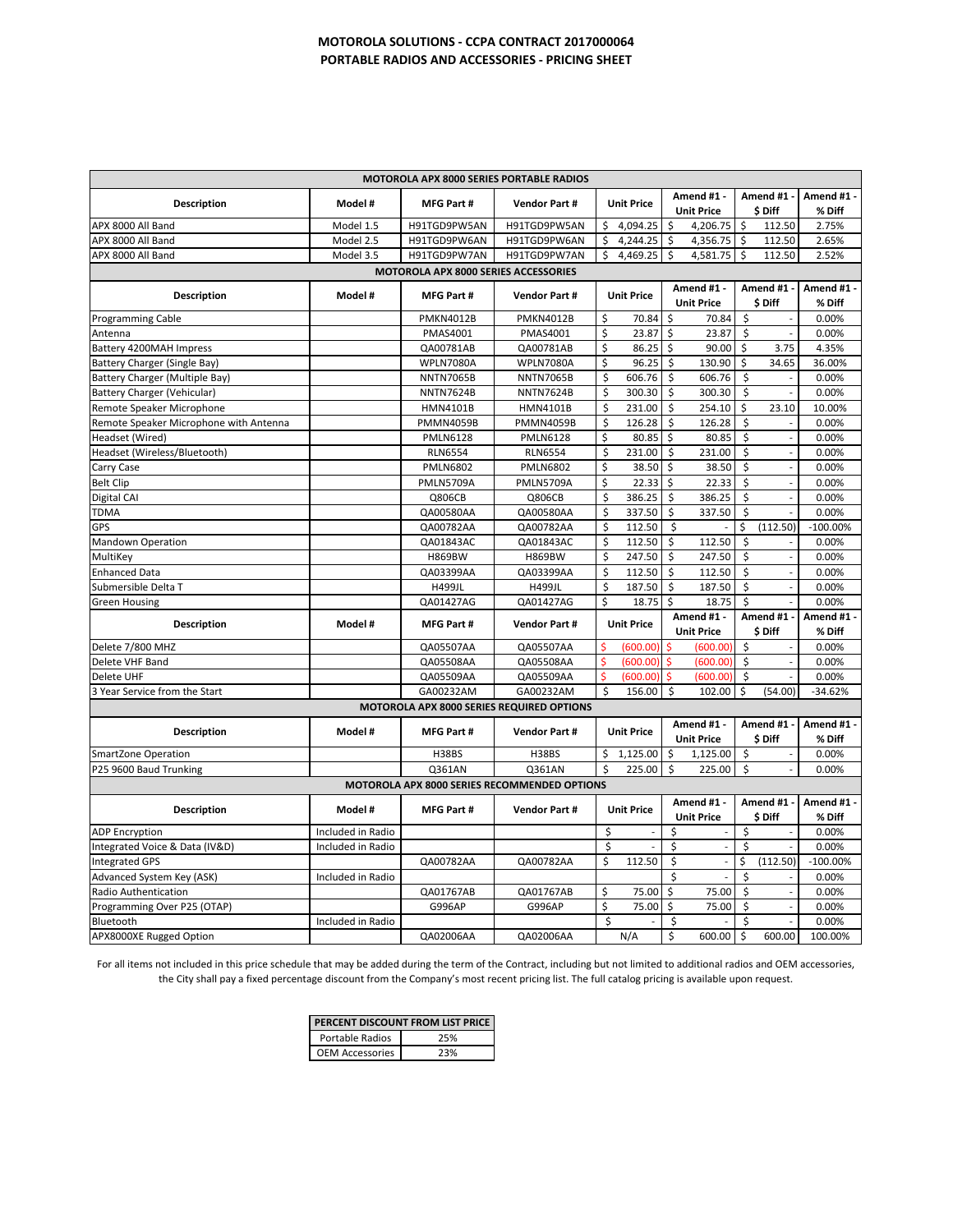**MOTOROLA SOLUTIONS - CCPA CONTRACT 2017000064**
**PORTABLE RADIOS AND ACCESSORIES - PRICING SHEET**

| MOTOROLA APX 8000 SERIES PORTABLE RADIOS | | | | | | | |
|---|---|---|---|---|---|---|---|
| **Description** | **Model #** | **MFG Part #** | **Vendor Part #** | **Unit Price** | **Amend #1 - Unit Price** | **Amend #1 - $ Diff** | **Amend #1 - % Diff** |
| APX 8000 All Band | Model 1.5 | H91TGD9PW5AN | H91TGD9PW5AN | $ 4,094.25 | $ 4,206.75 | $ 112.50 | 2.75% |
| APX 8000 All Band | Model 2.5 | H91TGD9PW6AN | H91TGD9PW6AN | $ 4,244.25 | $ 4,356.75 | $ 112.50 | 2.65% |
| APX 8000 All Band | Model 3.5 | H91TGD9PW7AN | H91TGD9PW7AN | $ 4,469.25 | $ 4,581.75 | $ 112.50 | 2.52% |
| **MOTOROLA APX 8000 SERIES ACCESSORIES** | | | | | | | |
| **Description** | **Model #** | **MFG Part #** | **Vendor Part #** | **Unit Price** | **Amend #1 - Unit Price** | **Amend #1 - $ Diff** | **Amend #1 - % Diff** |
| Programming Cable | | PMKN4012B | PMKN4012B | $ 70.84 | $ 70.84 | $ - | 0.00% |
| Antenna | | PMAS4001 | PMAS4001 | $ 23.87 | $ 23.87 | $ - | 0.00% |
| Battery 4200MAH Impress | | QA00781AB | QA00781AB | $ 86.25 | $ 90.00 | $ 3.75 | 4.35% |
| Battery Charger (Single Bay) | | WPLN7080A | WPLN7080A | $ 96.25 | $ 130.90 | $ 34.65 | 36.00% |
| Battery Charger (Multiple Bay) | | NNTN7065B | NNTN7065B | $ 606.76 | $ 606.76 | $ - | 0.00% |
| Battery Charger (Vehicular) | | NNTN7624B | NNTN7624B | $ 300.30 | $ 300.30 | $ - | 0.00% |
| Remote Speaker Microphone | | HMN4101B | HMN4101B | $ 231.00 | $ 254.10 | $ 23.10 | 10.00% |
| Remote Speaker Microphone with Antenna | | PMMN4059B | PMMN4059B | $ 126.28 | $ 126.28 | $ - | 0.00% |
| Headset (Wired) | | PMLN6128 | PMLN6128 | $ 80.85 | $ 80.85 | $ - | 0.00% |
| Headset (Wireless/Bluetooth) | | RLN6554 | RLN6554 | $ 231.00 | $ 231.00 | $ - | 0.00% |
| Carry Case | | PMLN6802 | PMLN6802 | $ 38.50 | $ 38.50 | $ - | 0.00% |
| Belt Clip | | PMLN5709A | PMLN5709A | $ 22.33 | $ 22.33 | $ - | 0.00% |
| Digital CAI | | Q806CB | Q806CB | $ 386.25 | $ 386.25 | $ - | 0.00% |
| TDMA | | QA00580AA | QA00580AA | $ 337.50 | $ 337.50 | $ - | 0.00% |
| GPS | | QA00782AA | QA00782AA | $ 112.50 | $ - | $ (112.50) | -100.00% |
| Mandown Operation | | QA01843AC | QA01843AC | $ 112.50 | $ 112.50 | $ - | 0.00% |
| MultiKey | | H869BW | H869BW | $ 247.50 | $ 247.50 | $ - | 0.00% |
| Enhanced Data | | QA03399AA | QA03399AA | $ 112.50 | $ 112.50 | $ - | 0.00% |
| Submersible Delta T | | H499JL | H499JL | $ 187.50 | $ 187.50 | $ - | 0.00% |
| Green Housing | | QA01427AG | QA01427AG | $ 18.75 | $ 18.75 | $ - | 0.00% |
| **Description** | **Model #** | **MFG Part #** | **Vendor Part #** | **Unit Price** | **Amend #1 - Unit Price** | **Amend #1 - $ Diff** | **Amend #1 - % Diff** |
| Delete 7/800 MHZ | | QA05507AA | QA05507AA | $ (600.00) | $ (600.00) | $ - | 0.00% |
| Delete VHF Band | | QA05508AA | QA05508AA | $ (600.00) | $ (600.00) | $ - | 0.00% |
| Delete UHF | | QA05509AA | QA05509AA | $ (600.00) | $ (600.00) | $ - | 0.00% |
| 3 Year Service from the Start | | GA00232AM | GA00232AM | $ 156.00 | $ 102.00 | $ (54.00) | -34.62% |
| **MOTOROLA APX 8000 SERIES REQUIRED OPTIONS** | | | | | | | |
| **Description** | **Model #** | **MFG Part #** | **Vendor Part #** | **Unit Price** | **Amend #1 - Unit Price** | **Amend #1 - $ Diff** | **Amend #1 - % Diff** |
| SmartZone Operation | | H38BS | H38BS | $ 1,125.00 | $ 1,125.00 | $ - | 0.00% |
| P25 9600 Baud Trunking | | Q361AN | Q361AN | $ 225.00 | $ 225.00 | $ - | 0.00% |
| **MOTOROLA APX 8000 SERIES RECOMMENDED OPTIONS** | | | | | | | |
| **Description** | **Model #** | **MFG Part #** | **Vendor Part #** | **Unit Price** | **Amend #1 - Unit Price** | **Amend #1 - $ Diff** | **Amend #1 - % Diff** |
| ADP Encryption | Included in Radio | | | $ - | $ - | $ - | 0.00% |
| Integrated Voice & Data (IV&D) | Included in Radio | | | $ - | $ - | $ - | 0.00% |
| Integrated GPS | | QA00782AA | QA00782AA | $ 112.50 | $ - | $ (112.50) | -100.00% |
| Advanced System Key (ASK) | Included in Radio | | | | $ - | $ - | 0.00% |
| Radio Authentication | | QA01767AB | QA01767AB | $ 75.00 | $ 75.00 | $ - | 0.00% |
| Programming Over P25 (OTAP) | | G996AP | G996AP | $ 75.00 | $ 75.00 | $ - | 0.00% |
| Bluetooth | Included in Radio | | | $ - | $ - | $ - | 0.00% |
| APX8000XE Rugged Option | | QA02006AA | QA02006AA | N/A | $ 600.00 | $ 600.00 | 100.00% |

For all items not included in this price schedule that may be added during the term of the Contract, including but not limited to additional radios and OEM accessories, the City shall pay a fixed percentage discount from the Company's most recent pricing list. The full catalog pricing is available upon request.

| PERCENT DISCOUNT FROM LIST PRICE | |
|---|---|
| Portable Radios | 25% |
| OEM Accessories | 23% |